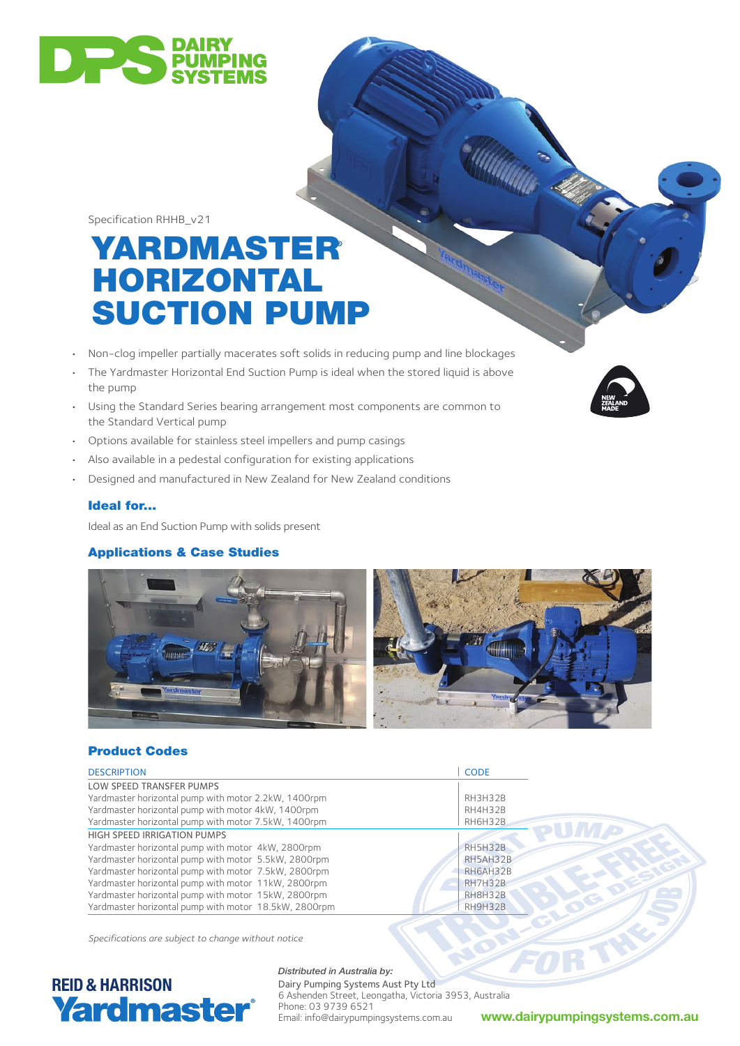DAIRY PUMPING SYSTEMS

Specification RHHB_v21

# YARDMASTER® HORIZONTAL SUCTION PUMP

- Non-clog impeller partially macerates soft solids in reducing pump and line blockages
- The Yardmaster Horizontal End Suction Pump is ideal when the stored liquid is above the pump
- Using the Standard Series bearing arrangement most components are common to the Standard Vertical pump
- Options available for stainless steel impellers and pump casings
- Also available in a pedestal configuration for existing applications
- Designed and manufactured in New Zealand for New Zealand conditions

### Ideal for...

Ideal as an End Suction Pump with solids present

### Applications & Case Studies

### Product Codes

| DESCRIPTION | CODE |
|---|---|
| LOW SPEED TRANSFER PUMPS | |
| Yardmaster horizontal pump with motor 2.2kW, 1400rpm | RH3H32B |
| Yardmaster horizontal pump with motor 4kW, 1400rpm | RH4H32B |
| Yardmaster horizontal pump with motor 7.5kW, 1400rpm | RH6H32B |
| HIGH SPEED IRRIGATION PUMPS | |
| Yardmaster horizontal pump with motor 4kW, 2800rpm | RH5H32B |
| Yardmaster horizontal pump with motor 5.5kW, 2800rpm | RH5AH32B |
| Yardmaster horizontal pump with motor 7.5kW, 2800rpm | RH6AH32B |
| Yardmaster horizontal pump with motor 11kW, 2800rpm | RH7H32B |
| Yardmaster horizontal pump with motor 15kW, 2800rpm | RH8H32B |
| Yardmaster horizontal pump with motor 18.5kW, 2800rpm | RH9H32B |

*Specifications are subject to change without notice*

REID & HARRISON Yardmaster®

*Distributed in Australia by:*
Dairy Pumping Systems Aust Pty Ltd
6 Ashenden Street, Leongatha, Victoria 3953, Australia
Phone: 03 9739 6521
Email: info@dairypumpingsystems.com.au

www.dairypumpingsystems.com.au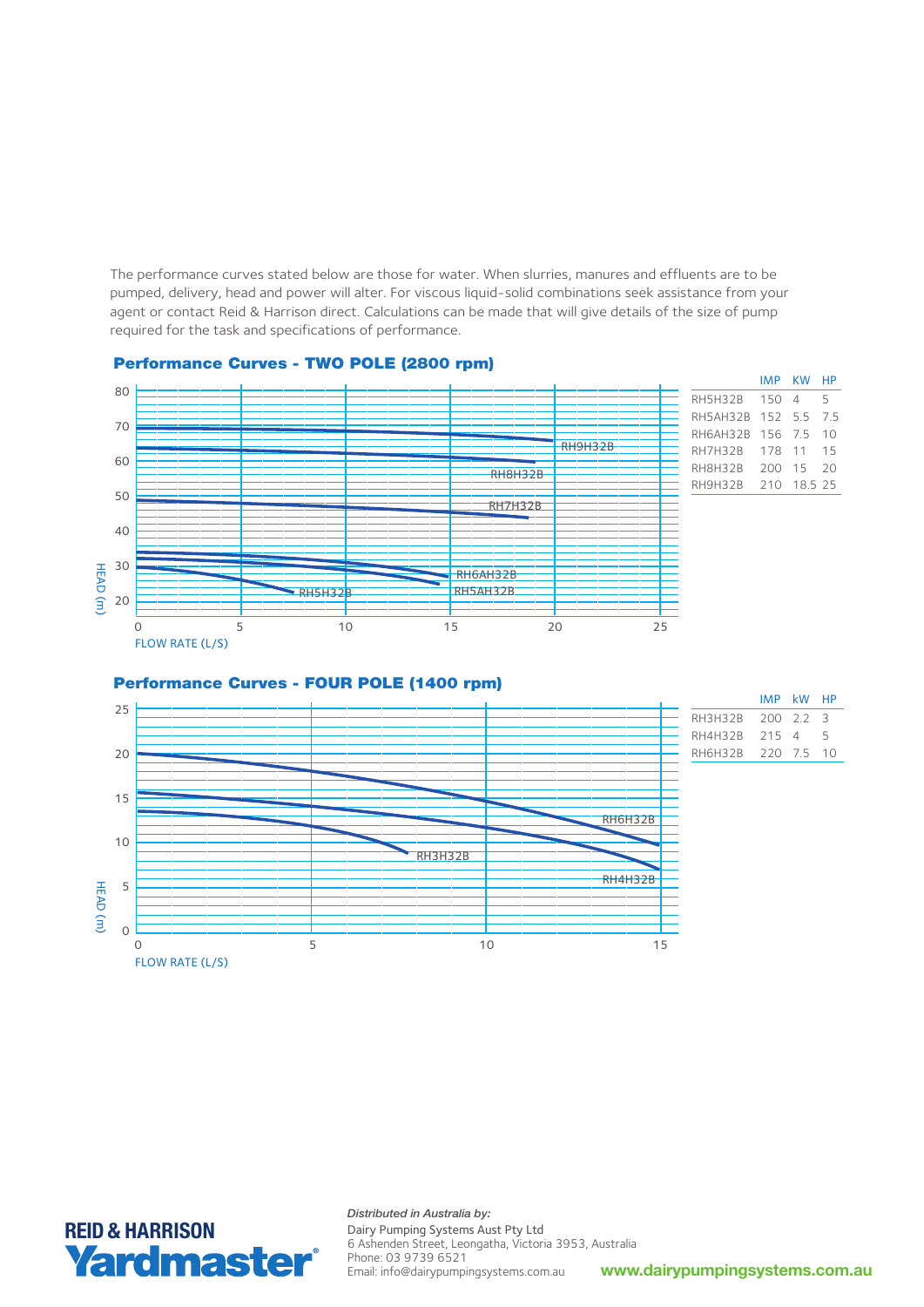The performance curves stated below are those for water. When slurries, manures and effluents are to be pumped, delivery, head and power will alter. For viscous liquid-solid combinations seek assistance from your agent or contact Reid & Harrison direct. Calculations can be made that will give details of the size of pump required for the task and specifications of performance.

## Performance Curves - TWO POLE (2800 rpm)

HEAD (m)

80
70
60
50
40
30
20

0 5 10 15 20 25

FLOW RATE (L/S)

RH9H32B
RH8H32B
RH7H32B
RH6AH32B
RH5AH32B
RH5H32B

| | IMP | KW | HP |
|---|---|---|---|
| RH5H32B | 150 | 4 | 5 |
| RH5AH32B | 152 | 5.5 | 7.5 |
| RH6AH32B | 156 | 7.5 | 10 |
| RH7H32B | 178 | 11 | 15 |
| RH8H32B | 200 | 15 | 20 |
| RH9H32B | 210 | 18.5 | 25 |

## Performance Curves - FOUR POLE (1400 rpm)

HEAD (m)

25
20
15
10
5
0

0 5 10 15

FLOW RATE (L/S)

RH6H32B
RH3H32B
RH4H32B

| | IMP | kW | HP |
|---|---|---|---|
| RH3H32B | 200 | 2.2 | 3 |
| RH4H32B | 215 | 4 | 5 |
| RH6H32B | 220 | 7.5 | 10 |

**REID & HARRISON**
**Yardmaster®**

*Distributed in Australia by:*
Dairy Pumping Systems Aust Pty Ltd
6 Ashenden Street, Leongatha, Victoria 3953, Australia
Phone: 03 9739 6521
Email: info@dairypumpingsystems.com.au

**www.dairypumpingsystems.com.au**